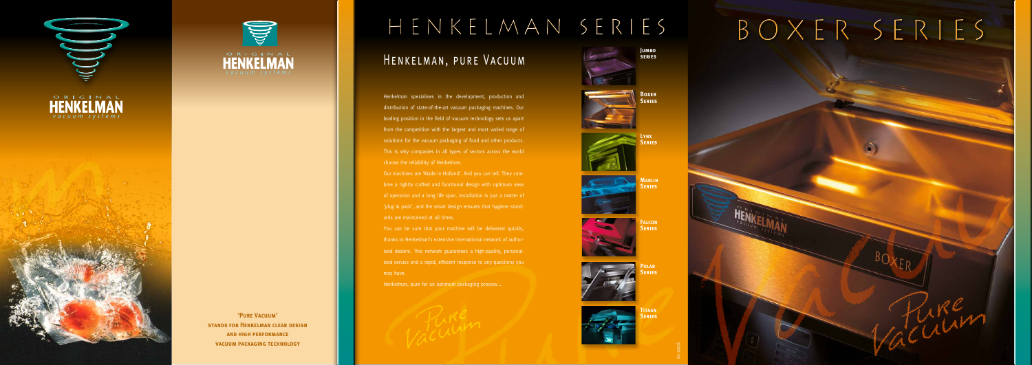# HENKELMAN SERIES

## Henkelman, pure Vacuum

Henkelman specialises in the development, production and distribution of state-of-the-art vacuum packaging machines. Our leading position in the field of vacuum technology sets us apart from the competition with the largest and most varied range of solutions for the vacuum packaging of food and other products. This is why companies in all types of sectors across the world choose the reliability of Henkelman.

Our machines are 'Made in Holland'. And you can tell. They combine a tightly crafted and functional design with optimum ease of operation and a long life span. Installation is just a matter of 'plug & pack', and the smart design ensures that hygiene standards are maintained at all times.

You can be sure that your machine will be delivered quickly, thanks to Henkelman's extensive international network of authorised dealers. This network guarantees a high-quality, personalised service and a rapid, efficient response to any questions you may have.

Henkelman, pure for an optimum packaging process...

**Jumbo series**

**Boxer Series**

**Lynx Series**

**Marlin Series**

**Falcon Series**

**Polar Series**

**Titaan Series**

# BOXER SERIES

**'Pure Vacuum' stands for Henkelman clear design and high performance vacuum packaging technology**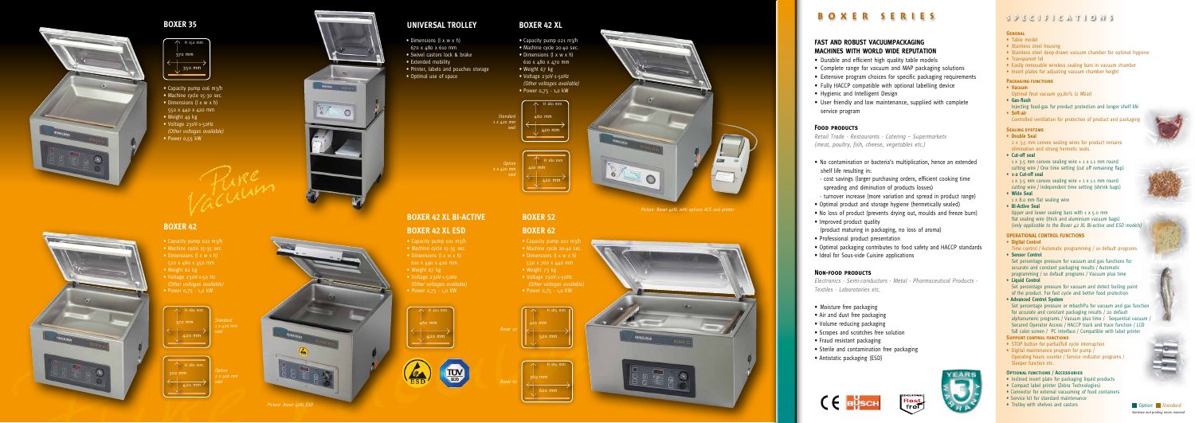## BOXER 35

H 160 mm
370 mm
350 mm

- Capacity pump 016 m3/h
- Machine cycle 15-30 sec.
- Dimensions (l x w x h) 550 x 440 x 420 mm
- Weight 49 kg
- Voltage 230V-1-50Hz *(Other voltages available)*
- Power 0,55 kW

Pure Vacuum

## BOXER 42

- Capacity pump 021 m3/h
- Machine cycle 15-35 sec.
- Dimensions (l x w x h) 520 x 480 x 450 mm
- Weight 62 kg
- Voltage 230V-1-50 Hz *(Other voltages available)*
- Power 0,75 - 1,0 kW

H 180 mm
370 mm
420 mm
*Standard 1 x 420 mm seal*

H 180 mm
320 mm
420 mm
*Option 2 x 420 mm seal*

## UNIVERSAL TROLLEY

- Dimensions (l x w x h) 670 x 480 x 610 mm
- Swivel castors lock & brake
- Extended mobility
- Printer, labels and pouches storage
- Optimal use of space

## BOXER 42 XL

- Capacity pump 021 m3/h
- Machine cycle 20-40 sec.
- Dimensions (l x w x h) 610 x 480 x 470 mm
- Weight 67 kg
- Voltage 230V-1-50Hz *(Other voltages available)*
- Power 0,75 - 1,0 kW

*Standard 1 x 420 mm seal*
H 180 mm
460 mm
420 mm

*Option 2 x 420 mm seal*
H 180 mm
410 mm
420 mm

*Picture: Boxer 42XL with options HCS and printer*

## BOXER 42 XL BI-ACTIVE

## BOXER 42 XL ESD

- Capacity pump 021 m3/h
- Machine cycle 15-35 sec.
- Dimensions (l x w x h) 610 x 490 x 420 mm
- Weight 67 kg
- Voltage 230V-1-50Hz *(Other voltages available)*
- Power 0,75 - 1,0 kW

H 100 mm
460 mm
420 mm

ESD TÜV SÜD

*Picture: Boxer 42XL ESD*

## BOXER 52

## BOXER 62

- Capacity pump 021 m3/h
- Machine cycle 20-40 sec.
- Dimensions (l x w x h) 530 x 700 x 440 mm
- Weight 73 kg
- Voltage 230V-1-50Hz *(Other voltages available)*
- Power 0,75 - 1,0 kW

*Boxer 52*
H 185 mm
410 mm
520 mm

*Boxer 62*
H 185 mm
360 mm
620 mm

# BOXER SERIES

## FAST AND ROBUST VACUUMPACKAGING MACHINES WITH WORLD WIDE REPUTATION

- Durable and efficient high quality table models
- Complete range for vacuum and MAP packaging solutions
- Extensive program choices for specific packaging requirements
- Fully HACCP compatible with optional labelling device
- Hygienic and Intelligent Design
- User friendly and low maintenance, supplied with complete service program

### Food products

*Retail Trade - Restaurants - Catering – Supermarkets (meat, poultry, fish, cheese, vegetables etc.)*

- No contamination or bacteria's multiplication, hence an extended shelf life resulting in:
  - cost savings (larger purchasing orders, efficient cooking time spreading and diminution of products losses)
  - turnover increase (more variation and spread in product range)
- Optimal product and storage hygiene (hermetically sealed)
- No loss of product (prevents drying out, moulds and freeze burn)
- Improved product quality (product maturing in packaging, no loss of aroma)
- Professional product presentation
- Optimal packaging contributes to food safety and HACCP standards
- Ideal for Sous-vide Cuisine applications

### Non-food products

*Electronics - Semi-conductors - Metal - Pharmaceutical Products - Textiles - Laboratories etc.*

- Moisture free packaging
- Air and dust free packaging
- Volume reducing packaging
- Scrapes and scratches free solution
- Fraud resistant packaging
- Sterile and contamination free packaging
- Antistatic packaging (ESD)

CE BUSCH Rost frei 3 YEARS WARRANTY

# SPECIFICATIONS

### General

- Table model
- Stainless steel housing
- Stainless steel deep-drawn vacuum chamber for optimal hygiene
- Transparent lid
- Easily removable wireless sealing bars in vacuum chamber
- Insert plates for adjusting vacuum chamber height

### Packaging functions

- **Vacuum**
  Optimal final vacuum 99,8% (2 Mbar)
- **Gas-flush**
  Injecting food-gas for product protection and longer shelf life
- **Soft-air**
  Controlled ventilation for protection of product and packaging

### Sealing systems

- **Double Seal**
  2 x 3,5 mm convex sealing wires for product remains elimination and strong hermetic seals.
- **Cut-off seal**
  1 x 3,5 mm convex sealing wire + 1 x 1,1 mm round cutting wire / One time setting (cut off remaining flap)
- **1-2 Cut-off seal**
  1 x 3,5 mm convex sealing wire + 1 x 1,1 mm round cutting wire / Independent time setting (shrink bags)
- **Wide Seal**
  1 x 8,0 mm flat sealing wire
- **Bi-Active Seal**
  Upper and lower sealing bars with 1 x 5,0 mm flat sealing wire (thick and aluminium vacuum bags) *(only applicable to the Boxer 42 XL Bi-active and ESD models)*

### Operational control functions

- **Digital Control**
  Time control / Automatic programming / 10 default programs
- **Sensor Control**
  Set percentage pressure for vacuum and gas functions for accurate and constant packaging results / Automatic programming / 10 default programs / Vacuum plus time
- **Liquid Control**
  Set percentage pressure for vacuum and detect boiling point of the product. For fast cycle and better food protection
- **Advanced Control System**
  Set percentage pressure or mbar/hPa for vacuum and gas function for accurate and constant packaging results / 20 default alphanumeric programs / Vacuum plus time / Sequential vacuum / Secured Operator Access / HACCP track and trace function / LCD full color screen / PC interface / Compatible with label printer

### Support control functions

- STOP button for partial/full cycle interruption
- Digital maintenance program for pump / Operating hours counter / Service indicator programs / Sleeper function etc.

### Optional functions / Accessories

- Inclined insert plate for packaging liquid products
- Compact label printer (Zebra Technologies)
- Connector for external vacuuming of food containers
- Service kit for standard maintenance
- Trolley with shelves and castors

Option Standard

*Technical and printing errors reserved*